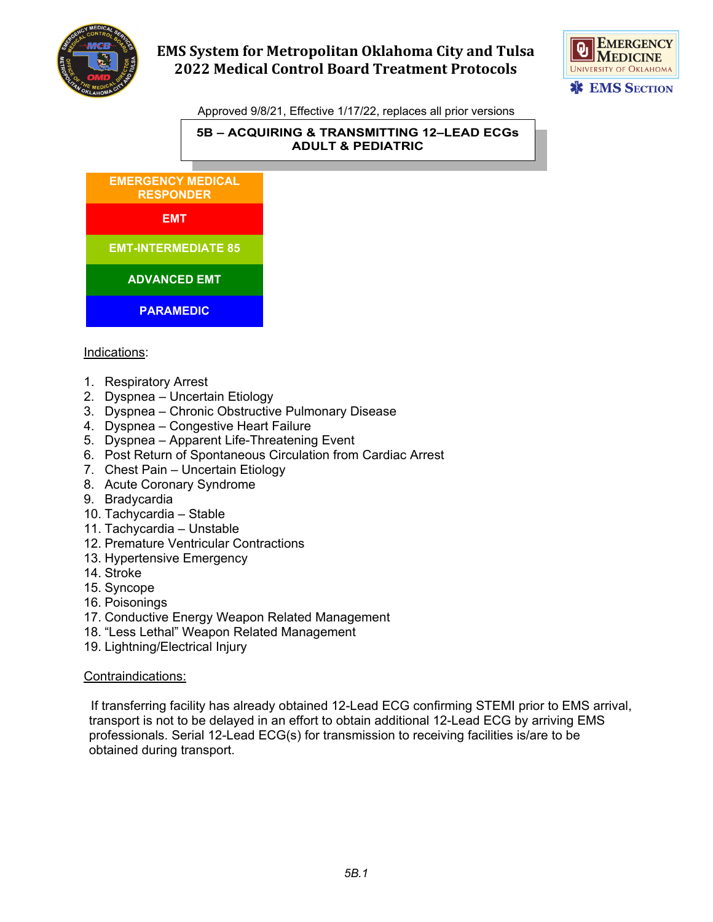# EMS System for Metropolitan Oklahoma City and Tulsa
# 2022 Medical Control Board Treatment Protocols

Approved 9/8/21, Effective 1/17/22, replaces all prior versions

## 5B – ACQUIRING & TRANSMITTING 12–LEAD ECGs ADULT & PEDIATRIC

- EMERGENCY MEDICAL RESPONDER
- EMT
- EMT-INTERMEDIATE 85
- ADVANCED EMT
- PARAMEDIC

Indications:

1. Respiratory Arrest
2. Dyspnea – Uncertain Etiology
3. Dyspnea – Chronic Obstructive Pulmonary Disease
4. Dyspnea – Congestive Heart Failure
5. Dyspnea – Apparent Life-Threatening Event
6. Post Return of Spontaneous Circulation from Cardiac Arrest
7. Chest Pain – Uncertain Etiology
8. Acute Coronary Syndrome
9. Bradycardia
10. Tachycardia – Stable
11. Tachycardia – Unstable
12. Premature Ventricular Contractions
13. Hypertensive Emergency
14. Stroke
15. Syncope
16. Poisonings
17. Conductive Energy Weapon Related Management
18. "Less Lethal" Weapon Related Management
19. Lightning/Electrical Injury

Contraindications:

If transferring facility has already obtained 12-Lead ECG confirming STEMI prior to EMS arrival, transport is not to be delayed in an effort to obtain additional 12-Lead ECG by arriving EMS professionals. Serial 12-Lead ECG(s) for transmission to receiving facilities is/are to be obtained during transport.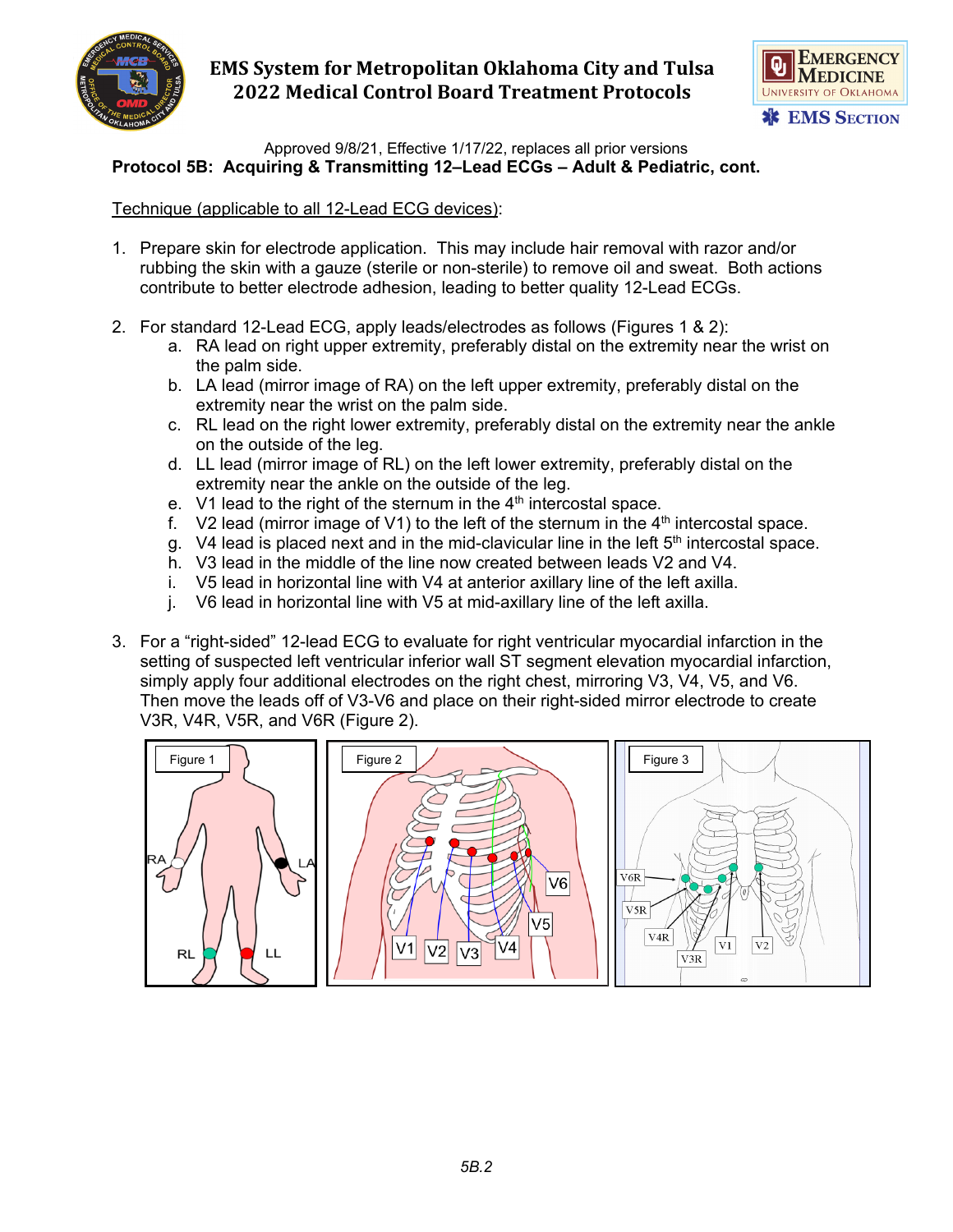Approved 9/8/21, Effective 1/17/22, replaces all prior versions

**Protocol 5B: Acquiring & Transmitting 12–Lead ECGs – Adult & Pediatric, cont.**

Technique (applicable to all 12-Lead ECG devices):

1. Prepare skin for electrode application. This may include hair removal with razor and/or rubbing the skin with a gauze (sterile or non-sterile) to remove oil and sweat. Both actions contribute to better electrode adhesion, leading to better quality 12-Lead ECGs.

2. For standard 12-Lead ECG, apply leads/electrodes as follows (Figures 1 & 2):
   a. RA lead on right upper extremity, preferably distal on the extremity near the wrist on the palm side.
   b. LA lead (mirror image of RA) on the left upper extremity, preferably distal on the extremity near the wrist on the palm side.
   c. RL lead on the right lower extremity, preferably distal on the extremity near the ankle on the outside of the leg.
   d. LL lead (mirror image of RL) on the left lower extremity, preferably distal on the extremity near the ankle on the outside of the leg.
   e. V1 lead to the right of the sternum in the 4th intercostal space.
   f. V2 lead (mirror image of V1) to the left of the sternum in the 4th intercostal space.
   g. V4 lead is placed next and in the mid-clavicular line in the left 5th intercostal space.
   h. V3 lead in the middle of the line now created between leads V2 and V4.
   i. V5 lead in horizontal line with V4 at anterior axillary line of the left axilla.
   j. V6 lead in horizontal line with V5 at mid-axillary line of the left axilla.

3. For a “right-sided” 12-lead ECG to evaluate for right ventricular myocardial infarction in the setting of suspected left ventricular inferior wall ST segment elevation myocardial infarction, simply apply four additional electrodes on the right chest, mirroring V3, V4, V5, and V6. Then move the leads off of V3-V6 and place on their right-sided mirror electrode to create V3R, V4R, V5R, and V6R (Figure 2).

Figure 1

Figure 2

Figure 3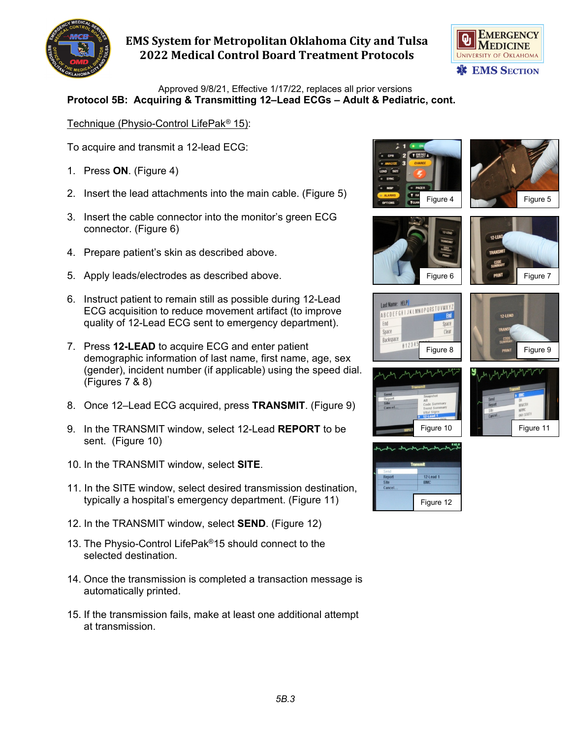Approved 9/8/21, Effective 1/17/22, replaces all prior versions

## Protocol 5B: Acquiring & Transmitting 12–Lead ECGs – Adult & Pediatric, cont.

Technique (Physio-Control LifePak® 15):

To acquire and transmit a 12-lead ECG:

1. Press **ON**. (Figure 4)
2. Insert the lead attachments into the main cable. (Figure 5)
3. Insert the cable connector into the monitor's green ECG connector. (Figure 6)
4. Prepare patient's skin as described above.
5. Apply leads/electrodes as described above.
6. Instruct patient to remain still as possible during 12-Lead ECG acquisition to reduce movement artifact (to improve quality of 12-Lead ECG sent to emergency department).
7. Press **12-LEAD** to acquire ECG and enter patient demographic information of last name, first name, age, sex (gender), incident number (if applicable) using the speed dial. (Figures 7 & 8)
8. Once 12–Lead ECG acquired, press **TRANSMIT**. (Figure 9)
9. In the TRANSMIT window, select 12-Lead **REPORT** to be sent. (Figure 10)
10. In the TRANSMIT window, select **SITE**.
11. In the SITE window, select desired transmission destination, typically a hospital's emergency department. (Figure 11)
12. In the TRANSMIT window, select **SEND**. (Figure 12)
13. The Physio-Control LifePak®15 should connect to the selected destination.
14. Once the transmission is completed a transaction message is automatically printed.
15. If the transmission fails, make at least one additional attempt at transmission.

Figure 4

Figure 5

Figure 6

Figure 7

Figure 8

Figure 9

Figure 10

Figure 11

Figure 12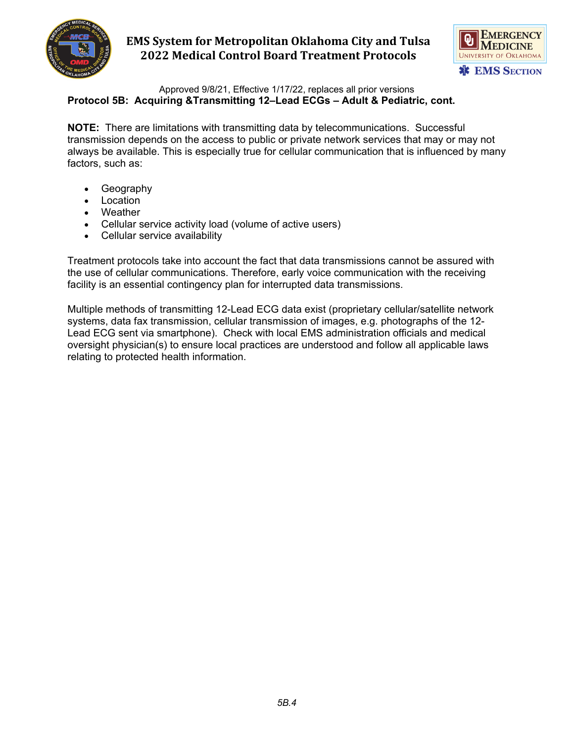Approved 9/8/21, Effective 1/17/22, replaces all prior versions

**Protocol 5B: Acquiring &Transmitting 12–Lead ECGs – Adult & Pediatric, cont.**

**NOTE:** There are limitations with transmitting data by telecommunications. Successful transmission depends on the access to public or private network services that may or may not always be available. This is especially true for cellular communication that is influenced by many factors, such as:

- Geography
- Location
- Weather
- Cellular service activity load (volume of active users)
- Cellular service availability

Treatment protocols take into account the fact that data transmissions cannot be assured with the use of cellular communications. Therefore, early voice communication with the receiving facility is an essential contingency plan for interrupted data transmissions.

Multiple methods of transmitting 12-Lead ECG data exist (proprietary cellular/satellite network systems, data fax transmission, cellular transmission of images, e.g. photographs of the 12-Lead ECG sent via smartphone). Check with local EMS administration officials and medical oversight physician(s) to ensure local practices are understood and follow all applicable laws relating to protected health information.